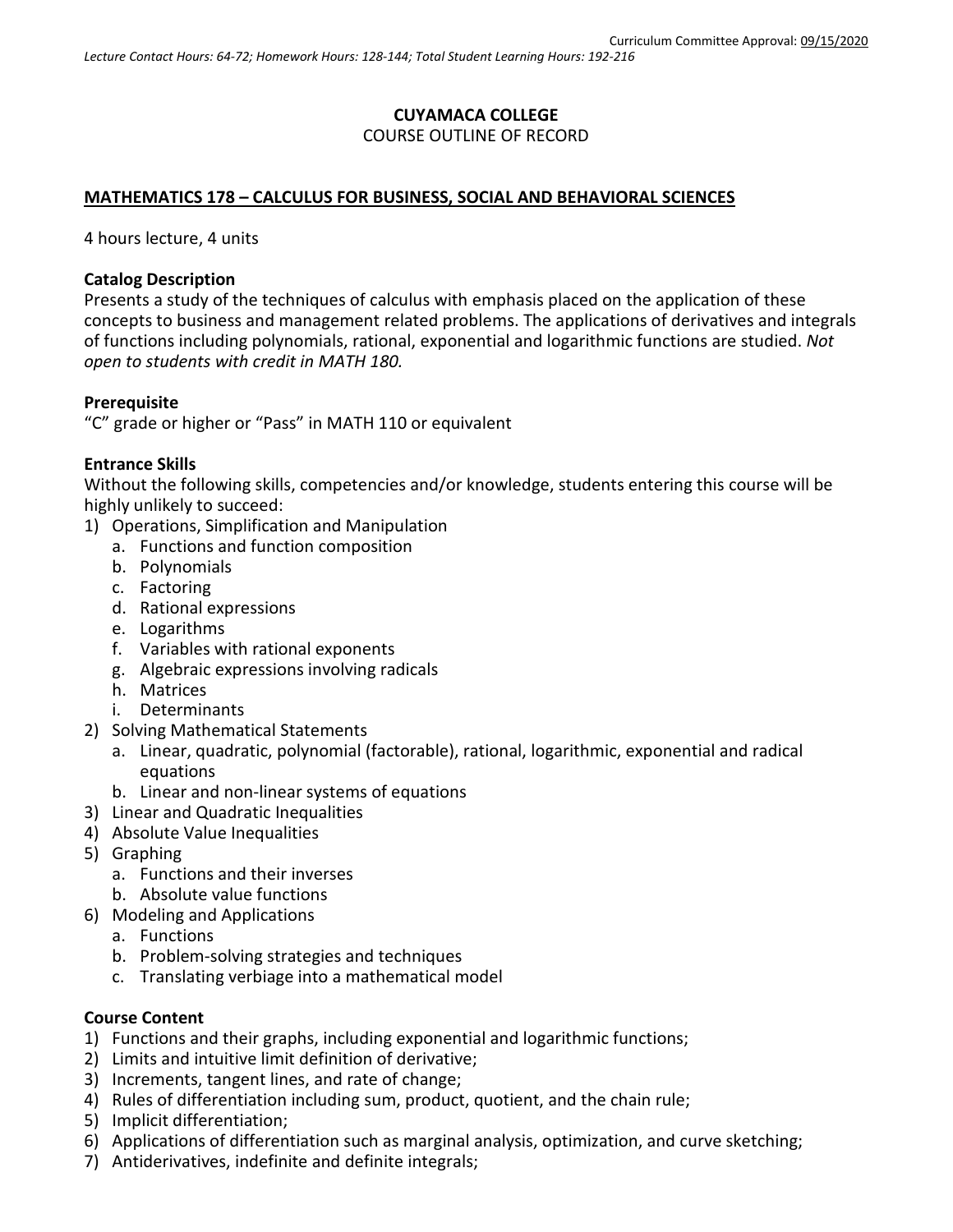Curriculum Committee Approval: 09/15/2020

*Lecture Contact Hours: 64-72; Homework Hours: 128-144; Total Student Learning Hours: 192-216*

**CUYAMACA COLLEGE**
COURSE OUTLINE OF RECORD

## MATHEMATICS 178 – CALCULUS FOR BUSINESS, SOCIAL AND BEHAVIORAL SCIENCES

4 hours lecture, 4 units

### Catalog Description

Presents a study of the techniques of calculus with emphasis placed on the application of these concepts to business and management related problems. The applications of derivatives and integrals of functions including polynomials, rational, exponential and logarithmic functions are studied. *Not open to students with credit in MATH 180.*

### Prerequisite

"C" grade or higher or "Pass" in MATH 110 or equivalent

### Entrance Skills

Without the following skills, competencies and/or knowledge, students entering this course will be highly unlikely to succeed:

1) Operations, Simplification and Manipulation
   a. Functions and function composition
   b. Polynomials
   c. Factoring
   d. Rational expressions
   e. Logarithms
   f. Variables with rational exponents
   g. Algebraic expressions involving radicals
   h. Matrices
   i. Determinants
2) Solving Mathematical Statements
   a. Linear, quadratic, polynomial (factorable), rational, logarithmic, exponential and radical equations
   b. Linear and non-linear systems of equations
3) Linear and Quadratic Inequalities
4) Absolute Value Inequalities
5) Graphing
   a. Functions and their inverses
   b. Absolute value functions
6) Modeling and Applications
   a. Functions
   b. Problem-solving strategies and techniques
   c. Translating verbiage into a mathematical model

### Course Content

1) Functions and their graphs, including exponential and logarithmic functions;
2) Limits and intuitive limit definition of derivative;
3) Increments, tangent lines, and rate of change;
4) Rules of differentiation including sum, product, quotient, and the chain rule;
5) Implicit differentiation;
6) Applications of differentiation such as marginal analysis, optimization, and curve sketching;
7) Antiderivatives, indefinite and definite integrals;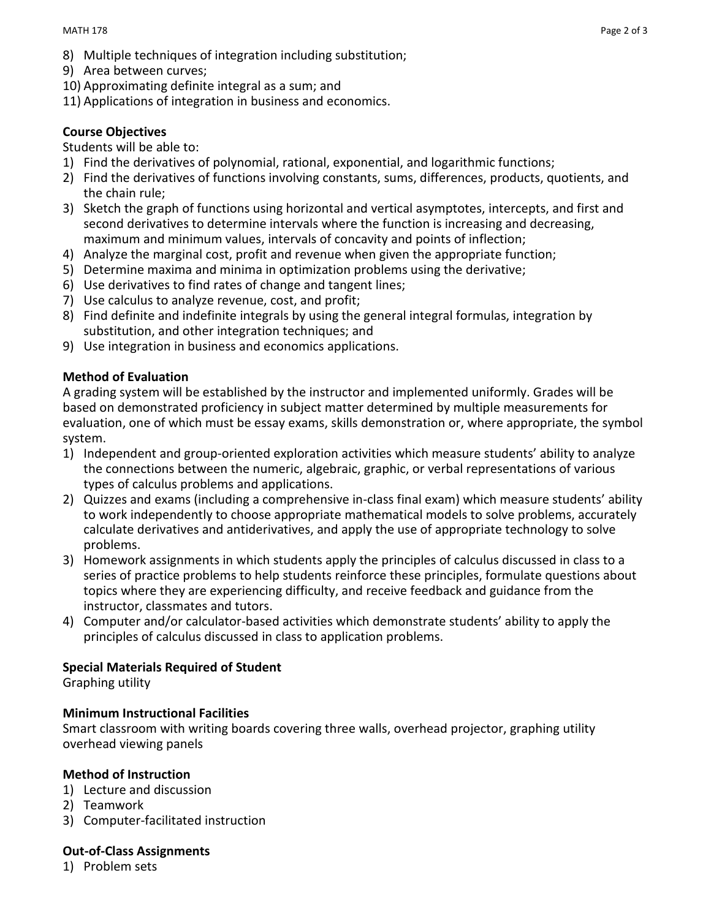8) Multiple techniques of integration including substitution;
9) Area between curves;
10) Approximating definite integral as a sum; and
11) Applications of integration in business and economics.

**Course Objectives**

Students will be able to:

1) Find the derivatives of polynomial, rational, exponential, and logarithmic functions;
2) Find the derivatives of functions involving constants, sums, differences, products, quotients, and the chain rule;
3) Sketch the graph of functions using horizontal and vertical asymptotes, intercepts, and first and second derivatives to determine intervals where the function is increasing and decreasing, maximum and minimum values, intervals of concavity and points of inflection;
4) Analyze the marginal cost, profit and revenue when given the appropriate function;
5) Determine maxima and minima in optimization problems using the derivative;
6) Use derivatives to find rates of change and tangent lines;
7) Use calculus to analyze revenue, cost, and profit;
8) Find definite and indefinite integrals by using the general integral formulas, integration by substitution, and other integration techniques; and
9) Use integration in business and economics applications.

**Method of Evaluation**

A grading system will be established by the instructor and implemented uniformly. Grades will be based on demonstrated proficiency in subject matter determined by multiple measurements for evaluation, one of which must be essay exams, skills demonstration or, where appropriate, the symbol system.

1) Independent and group-oriented exploration activities which measure students' ability to analyze the connections between the numeric, algebraic, graphic, or verbal representations of various types of calculus problems and applications.
2) Quizzes and exams (including a comprehensive in-class final exam) which measure students' ability to work independently to choose appropriate mathematical models to solve problems, accurately calculate derivatives and antiderivatives, and apply the use of appropriate technology to solve problems.
3) Homework assignments in which students apply the principles of calculus discussed in class to a series of practice problems to help students reinforce these principles, formulate questions about topics where they are experiencing difficulty, and receive feedback and guidance from the instructor, classmates and tutors.
4) Computer and/or calculator-based activities which demonstrate students' ability to apply the principles of calculus discussed in class to application problems.

**Special Materials Required of Student**

Graphing utility

**Minimum Instructional Facilities**

Smart classroom with writing boards covering three walls, overhead projector, graphing utility overhead viewing panels

**Method of Instruction**

1) Lecture and discussion
2) Teamwork
3) Computer-facilitated instruction

**Out-of-Class Assignments**

1) Problem sets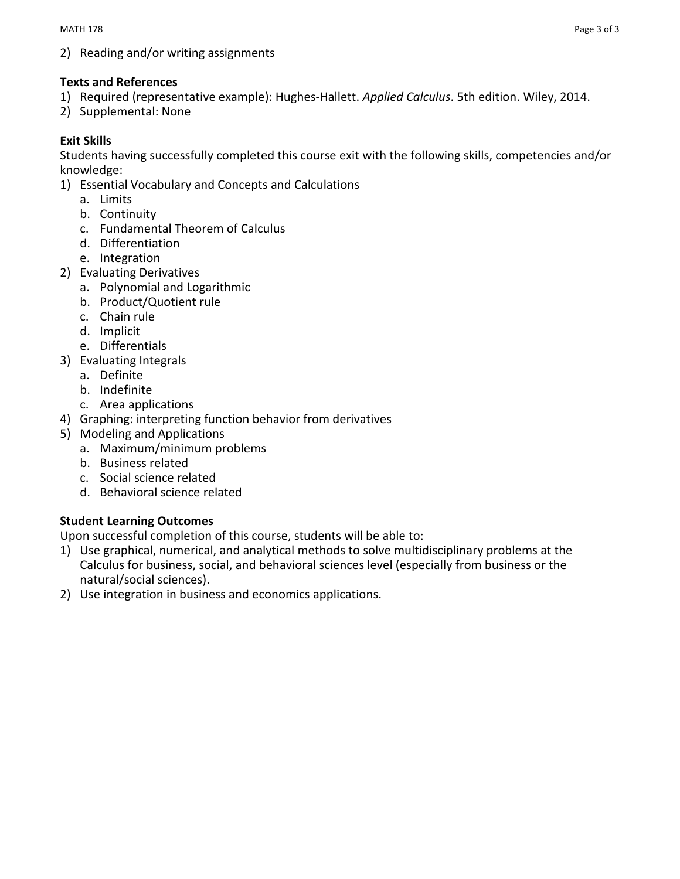2) Reading and/or writing assignments

**Texts and References**

1) Required (representative example): Hughes-Hallett. *Applied Calculus*. 5th edition. Wiley, 2014.
2) Supplemental: None

**Exit Skills**

Students having successfully completed this course exit with the following skills, competencies and/or knowledge:

1) Essential Vocabulary and Concepts and Calculations
   a. Limits
   b. Continuity
   c. Fundamental Theorem of Calculus
   d. Differentiation
   e. Integration
2) Evaluating Derivatives
   a. Polynomial and Logarithmic
   b. Product/Quotient rule
   c. Chain rule
   d. Implicit
   e. Differentials
3) Evaluating Integrals
   a. Definite
   b. Indefinite
   c. Area applications
4) Graphing: interpreting function behavior from derivatives
5) Modeling and Applications
   a. Maximum/minimum problems
   b. Business related
   c. Social science related
   d. Behavioral science related

**Student Learning Outcomes**

Upon successful completion of this course, students will be able to:

1) Use graphical, numerical, and analytical methods to solve multidisciplinary problems at the Calculus for business, social, and behavioral sciences level (especially from business or the natural/social sciences).
2) Use integration in business and economics applications.